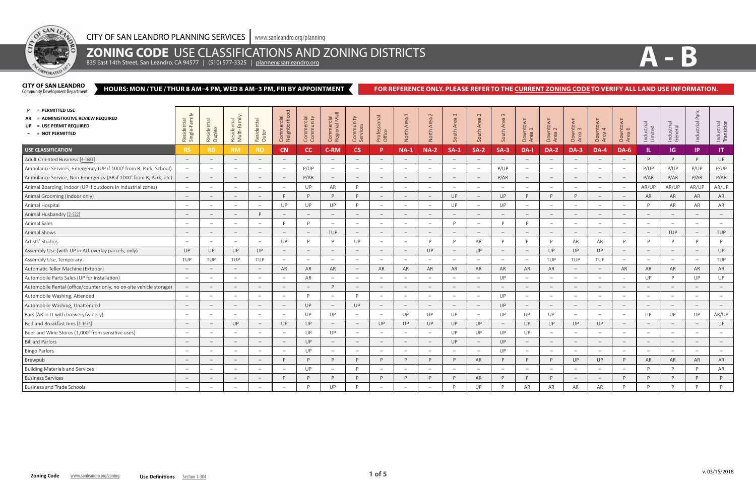CITY OF SAN LEANDRO PLANNING SERVICES | www.sanleandro.org/planning

# ZONING CODE USE CLASSIFICATIONS AND ZONING DISTRICTS

835 East 14th Street, San Leandro, CA 94577 | (510) 577-3325 | planner@sanleandro.org

# A - B

**CITY OF SAN LEANDRO**
Community Development Department

**HOURS: MON / TUE / THUR 8 AM–4 PM, WED 8 AM–3 PM, FRI BY APPOINTMENT**

**FOR REFERENCE ONLY. PLEASE REFER TO THE CURRENT ZONING CODE TO VERIFY ALL LAND USE INFORMATION.**

- **P = PERMITTED USE**
- **AR = ADMINISTRATIVE REVIEW REQUIRED**
- **UP = USE PERMIT REQUIRED**
- **– = NOT PERMITTED**

| USE CLASSIFICATION | Residential Single-Family RS | Residential Duplex RD | Residential Multi-Family RM | Residential Outer RO | Commercial Neighborhood CN | Commercial Community CC | Commercial Regional Mall C-RM | Community Services CS | Professional Office P | North Area 1 NA-1 | North Area 2 NA-2 | South Area 1 SA-1 | South Area 2 SA-2 | South Area 3 SA-3 | Downtown Area 1 DA-I | Downtown Area 2 DA-2 | Downtown Area 3 DA-3 | Downtown Area 4 DA-4 | Downtown Area 6 DA-6 | Industrial Limited IL | Industrial General IG | Industrial Park IP | Industrial Transition IT |
|---|---|---|---|---|---|---|---|---|---|---|---|---|---|---|---|---|---|---|---|---|---|---|---|
| Adult Oriented Business [4-1683] | – | – | – | – | – | – | – | – | – | – | – | – | – | – | – | – | – | – | – | P | P | P | UP |
| Ambulance Services, Emergency (UP if 1000' from R, Park, School) | – | – | – | – | – | P/UP | – | – | – | – | – | – | – | P/UP | – | – | – | – | – | P/UP | P/UP | P/UP | P/UP |
| Ambulance Service, Non-Emergency (AR if 1000' from R, Park, etc) | – | – | – | – | – | P/AR | – | – | – | – | – | – | – | P/AR | – | – | – | – | – | P/AR | P/AR | P/AR | P/AR |
| Animal Boarding, Indoor (UP if outdoors in Industrial zones) | – | – | – | – | – | UP | AR | P | – | – | – | – | – | – | – | – | – | – | – | AR/UP | AR/UP | AR/UP | AR/UP |
| Animal Grooming (Indoor only) | – | – | – | – | P | P | P | P | – | – | – | UP | – | UP | P | P | P | – | – | AR | AR | AR | AR |
| Animal Hospital | – | – | – | – | UP | UP | UP | P | – | – | – | UP | – | UP | – | – | – | – | – | P | AR | AR | AR |
| Animal Husbandry [2-522] | – | – | – | P | – | – | – | – | – | – | – | – | – | – | – | – | – | – | – | – | – | – | – |
| Animal Sales | – | – | – | – | P | P | – | – | – | – | – | P | – | P | P | – | – | – | – | – | – | – | – |
| Animal Shows | – | – | – | – | – | – | TUP | – | – | – | – | – | – | – | – | – | – | – | – | – | TUP | – | TUP |
| Artists' Studios | – | – | – | – | UP | P | P | UP | – | – | P | P | AR | P | P | P | AR | AR | P | P | P | P | P |
| Assembly Use (with UP in AU-overlay parcels, only) | UP | UP | UP | UP | – | – | – | – | – | – | UP | – | UP | – | – | UP | UP | UP | – | – | – | – | UP |
| Assembly Use, Temporary | TUP | TUP | TUP | TUP | – | – | – | – | – | – | – | – | – | – | – | TUP | TUP | TUP | – | – | – | – | TUP |
| Automatic Teller Machine (Exterior) | – | – | – | – | AR | AR | AR | – | AR | AR | AR | AR | AR | AR | AR | AR | – | – | AR | AR | AR | AR | AR |
| Automobile Parts Sales (UP for installation) | – | – | – | – | – | AR | – | – | – | – | – | – | – | UP | – | – | – | – | - | UP | P | UP | UP |
| Automobile Rental (office/counter only, no on-site vehicle storage) | – | – | – | – | – | – | P | – | – | – | – | – | – | – | – | – | – | – | – | – | – | – | – |
| Automobile Washing, Attended | – | – | – | – | – | P | – | P | – | – | – | – | – | UP | – | – | – | – | – | – | – | – | – |
| Automobile Washing, Unattended | – | – | – | – | – | UP | – | UP | – | – | – | – | – | UP | – | – | – | – | – | – | – | – | – |
| Bars (AR in IT with brewery/winery) | – | – | – | – | – | UP | UP | – | – | UP | UP | UP | – | UP | UP | UP | – | – | – | UP | UP | UP | AR/UP |
| Bed and Breakfast Inns [4-1674] | – | – | UP | – | UP | UP | – | – | UP | UP | UP | UP | UP | – | UP | UP | UP | UP | – | – | – | – | UP |
| Beer and Wine Stores (1,000' from sensitive uses) | – | – | – | – | – | UP | UP | – | – | – | – | UP | UP | UP | UP | – | – | – | – | – | – | – | – |
| Billiard Parlors | – | – | – | – | – | UP | – | – | – | – | – | UP | – | UP | – | – | – | – | – | – | – | – | – |
| Bingo Parlors | – | – | – | – | – | UP | – | – | – | – | – | – | – | UP | – | – | – | – | – | – | – | – | – |
| Brewpub | – | – | – | – | P | P | P | P | P | P | P | P | AR | P | P | P | UP | UP | P | AR | AR | AR | AR |
| Building Materials and Services | – | – | – | – | – | UP | – | P | – | – | – | – | – | – | – | – | – | – | – | P | P | P | AR |
| Business Services | – | – | – | – | P | P | P | P | P | P | P | P | AR | P | P | P | – | – | P | P | P | P | P |
| Business and Trade Schools | – | – | – | – | – | P | UP | P | – | – | – | P | UP | P | AR | AR | AR | AR | P | P | P | P | P |

**Zoning Code** www.sanleandro.org/zoning **Use Definitions** Section 1-304

v. 03/15/2018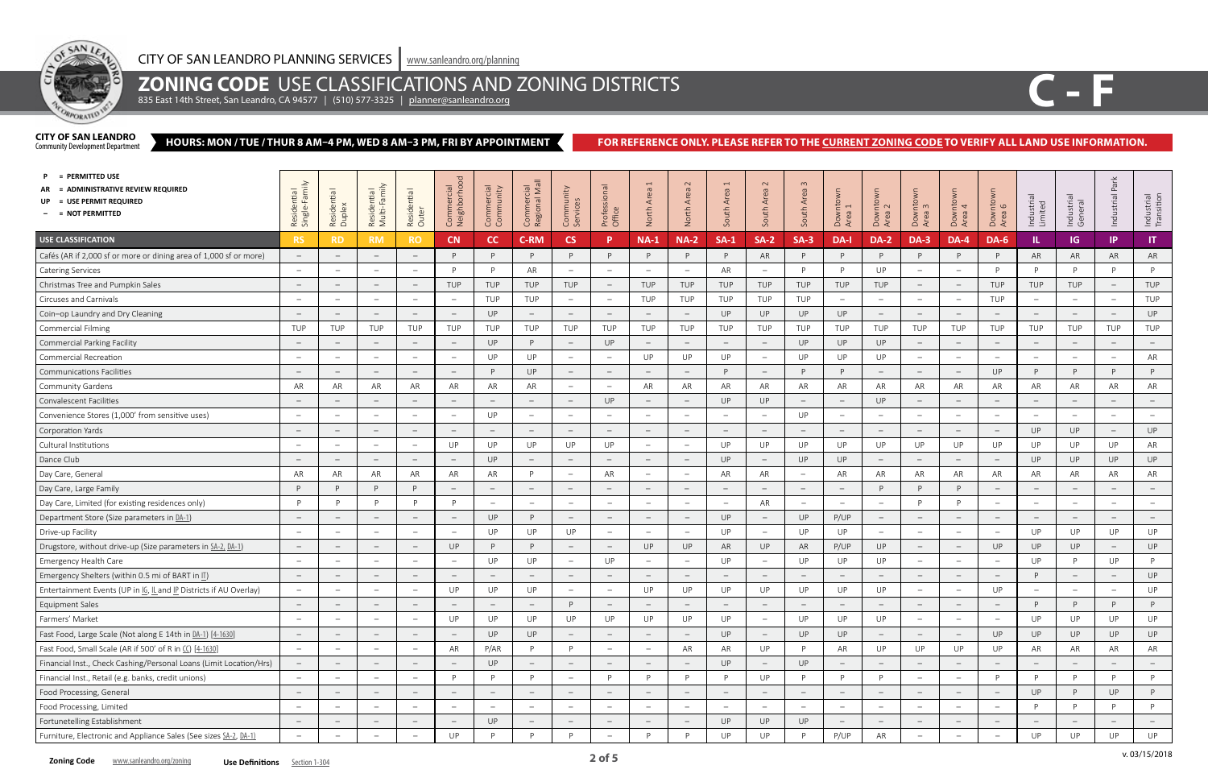CITY OF SAN LEANDRO PLANNING SERVICES | www.sanleandro.org/planning

# ZONING CODE USE CLASSIFICATIONS AND ZONING DISTRICTS

835 East 14th Street, San Leandro, CA 94577 | (510) 577-3325 | planner@sanleandro.org

# C - F

**CITY OF SAN LEANDRO**
Community Development Department

**HOURS: MON / TUE / THUR 8 AM–4 PM, WED 8 AM–3 PM, FRI BY APPOINTMENT**

**FOR REFERENCE ONLY. PLEASE REFER TO THE CURRENT ZONING CODE TO VERIFY ALL LAND USE INFORMATION.**

- **P** = PERMITTED USE
- **AR** = ADMINISTRATIVE REVIEW REQUIRED
- **UP** = USE PERMIT REQUIRED
- **–** = NOT PERMITTED

| USE CLASSIFICATION | RS (Residential Single-Family) | RD (Residential Duplex) | RM (Residential Multi-Family) | RO (Residential Outer) | CN (Commercial Neighborhood) | CC (Commercial Community) | C-RM (Commercial Regional Mall) | CS (Community Services) | P (Professional Office) | NA-1 (North Area 1) | NA-2 (North Area 2) | SA-1 (South Area 1) | SA-2 (South Area 2) | SA-3 (South Area 3) | DA-1 (Downtown Area 1) | DA-2 (Downtown Area 2) | DA-3 (Downtown Area 3) | DA-4 (Downtown Area 4) | DA-6 (Downtown Area 6) | IL (Industrial Limited) | IG (Industrial General) | IP (Industrial Park) | IT (Industrial Transition) |
|---|---|---|---|---|---|---|---|---|---|---|---|---|---|---|---|---|---|---|---|---|---|---|---|
| Cafés (AR if 2,000 sf or more or dining area of 1,000 sf or more) | – | – | – | – | P | P | P | P | P | P | P | P | AR | P | P | P | P | P | P | AR | AR | AR | AR |
| Catering Services | – | – | – | – | P | P | AR | – | – | – | – | AR | – | P | P | UP | – | – | P | P | P | P | P |
| Christmas Tree and Pumpkin Sales | – | – | – | – | TUP | TUP | TUP | TUP | – | TUP | TUP | TUP | TUP | TUP | TUP | TUP | – | – | TUP | TUP | TUP | – | TUP |
| Circuses and Carnivals | – | – | – | – | – | TUP | TUP | – | – | TUP | TUP | TUP | TUP | TUP | – | – | – | – | TUP | – | – | – | TUP |
| Coin-op Laundry and Dry Cleaning | – | – | – | – | – | UP | – | – | – | – | – | UP | UP | UP | UP | – | – | – | – | – | – | – | UP |
| Commercial Filming | TUP | TUP | TUP | TUP | TUP | TUP | TUP | TUP | TUP | TUP | TUP | TUP | TUP | TUP | TUP | TUP | TUP | TUP | TUP | TUP | TUP | TUP | TUP |
| Commercial Parking Facility | – | – | – | – | – | UP | P | – | UP | – | – | – | – | UP | UP | UP | – | – | – | – | – | – | – |
| Commercial Recreation | – | – | – | – | – | UP | UP | – | – | UP | UP | UP | – | UP | UP | UP | – | – | – | – | – | – | AR |
| Communications Facilities | – | – | – | – | – | P | UP | – | – | – | – | P | – | P | P | – | – | – | UP | P | P | P | P |
| Community Gardens | AR | AR | AR | AR | AR | AR | AR | – | – | AR | AR | AR | AR | AR | AR | AR | AR | AR | AR | AR | AR | AR | AR |
| Convalescent Facilities | – | – | – | – | – | – | – | – | UP | – | – | UP | UP | – | – | UP | – | – | – | – | – | – | – |
| Convenience Stores (1,000' from sensitive uses) | – | – | – | – | – | UP | – | – | – | – | – | – | – | UP | – | – | – | – | – | – | – | – | – |
| Corporation Yards | – | – | – | – | – | – | – | – | – | – | – | – | – | – | – | – | – | – | – | UP | UP | – | UP |
| Cultural Institutions | – | – | – | – | UP | UP | UP | UP | UP | – | – | UP | UP | UP | UP | UP | UP | UP | UP | UP | UP | UP | AR |
| Dance Club | – | – | – | – | – | UP | – | – | – | – | – | UP | – | UP | UP | – | – | – | – | UP | UP | UP | UP |
| Day Care, General | AR | AR | AR | AR | AR | AR | P | – | AR | – | – | AR | AR | – | AR | AR | AR | AR | AR | AR | AR | AR | AR |
| Day Care, Large Family | P | P | P | P | – | – | – | – | – | – | – | – | – | – | – | P | P | P | – | – | – | – | – |
| Day Care, Limited (for existing residences only) | P | P | P | P | P | – | – | – | – | – | – | – | AR | – | – | – | P | P | – | – | – | – | – |
| Department Store (Size parameters in DA-1) | – | – | – | – | – | UP | P | – | – | – | – | UP | – | UP | P/UP | – | – | – | – | – | – | – | – |
| Drive-up Facility | – | – | – | – | – | UP | UP | UP | – | – | – | UP | – | UP | UP | – | – | – | – | UP | UP | UP | UP |
| Drugstore, without drive-up (Size parameters in SA-2, DA-1) | – | – | – | – | UP | P | P | – | – | UP | UP | AR | UP | AR | P/UP | UP | – | – | UP | UP | UP | – | UP |
| Emergency Health Care | – | – | – | – | – | UP | UP | – | UP | – | – | UP | – | UP | UP | UP | – | – | – | UP | P | UP | P |
| Emergency Shelters (within 0.5 mi of BART in IT) | – | – | – | – | – | – | – | – | – | – | – | – | – | – | – | – | – | – | – | P | – | – | UP |
| Entertainment Events (UP in IG, IL and IP Districts if AU Overlay) | – | – | – | – | UP | UP | UP | – | – | UP | UP | UP | UP | UP | UP | UP | – | – | UP | – | – | – | UP |
| Equipment Sales | – | – | – | – | – | – | – | P | – | – | – | – | – | – | – | – | – | – | – | P | P | P | P |
| Farmers' Market | – | – | – | – | UP | UP | UP | UP | UP | UP | UP | UP | – | UP | UP | UP | – | – | – | UP | UP | UP | UP |
| Fast Food, Large Scale (Not along E 14th in DA-1) [4-1630] | – | – | – | – | – | UP | UP | – | – | – | – | UP | – | UP | UP | – | – | – | UP | UP | UP | UP | UP |
| Fast Food, Small Scale (AR if 500' of R in CC) [4-1630] | – | – | – | – | AR | P/AR | P | P | – | – | AR | AR | UP | P | AR | UP | UP | UP | UP | AR | AR | AR | AR |
| Financial Inst., Check Cashing/Personal Loans (Limit Location/Hrs) | – | – | – | – | – | UP | – | – | – | – | – | UP | – | UP | – | – | – | – | – | – | – | – | – |
| Financial Inst., Retail (e.g. banks, credit unions) | – | – | – | – | P | P | P | – | P | P | P | P | UP | P | P | P | – | – | P | P | P | P | P |
| Food Processing, General | – | – | – | – | – | – | – | – | – | – | – | – | – | – | – | – | – | – | – | UP | P | UP | P |
| Food Processing, Limited | – | – | – | – | – | – | – | – | – | – | – | – | – | – | – | – | – | – | – | P | P | P | P |
| Fortunetelling Establishment | – | – | – | – | – | UP | – | – | – | – | – | UP | UP | UP | – | – | – | – | – | – | – | – | – |
| Furniture, Electronic and Appliance Sales (See sizes SA-2, DA-1) | – | – | – | – | UP | P | P | P | – | P | P | UP | UP | P | P/UP | AR | – | – | – | UP | UP | UP | UP |

**Zoning Code** www.sanleandro.org/zoning **Use Definitions** Section 1-304

v. 03/15/2018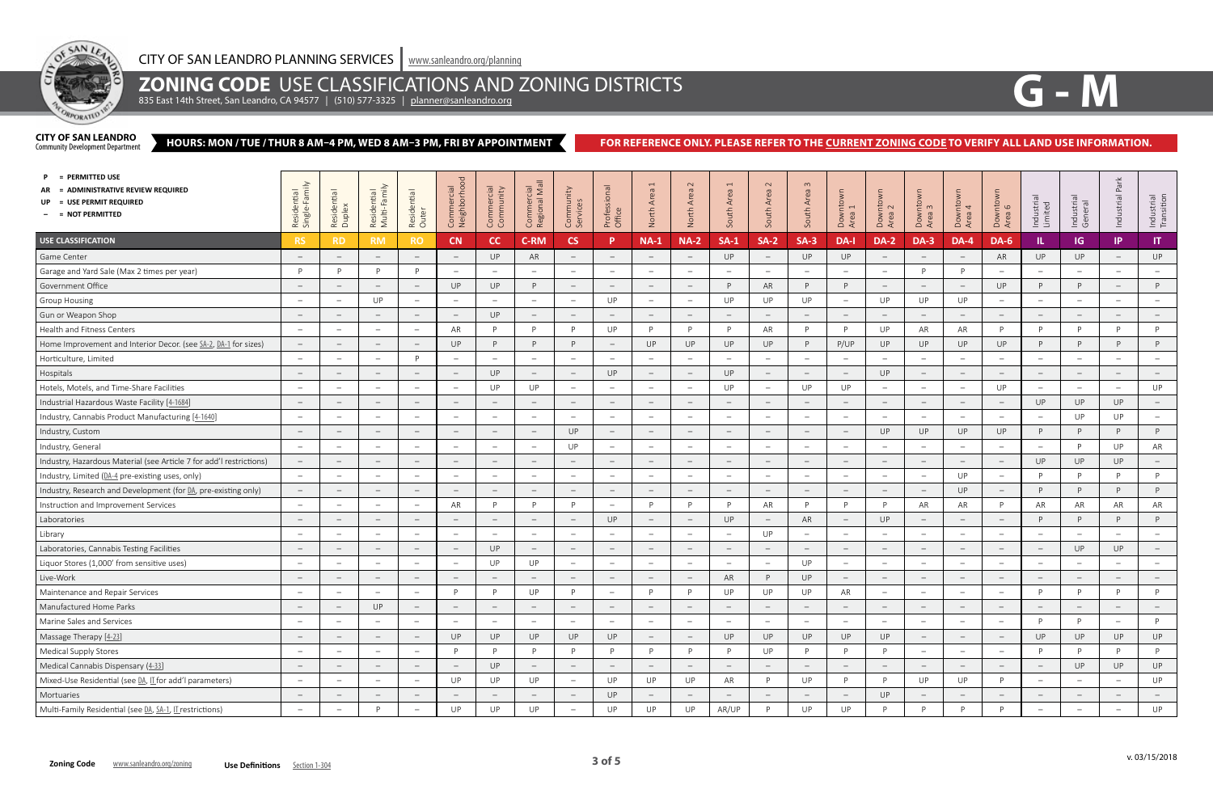CITY OF SAN LEANDRO PLANNING SERVICES | www.sanleandro.org/planning

# ZONING CODE USE CLASSIFICATIONS AND ZONING DISTRICTS

835 East 14th Street, San Leandro, CA 94577 | (510) 577-3325 | planner@sanleandro.org

# G - M

**CITY OF SAN LEANDRO**
Community Development Department

**HOURS: MON / TUE / THUR 8 AM–4 PM, WED 8 AM–3 PM, FRI BY APPOINTMENT**

**FOR REFERENCE ONLY. PLEASE REFER TO THE CURRENT ZONING CODE TO VERIFY ALL LAND USE INFORMATION.**

- **P** = PERMITTED USE
- **AR** = ADMINISTRATIVE REVIEW REQUIRED
- **UP** = USE PERMIT REQUIRED
- **–** = NOT PERMITTED

| USE CLASSIFICATION | Residential Single-Family RS | Residential Duplex RD | Residential Multi-Family RM | Residential Outer RO | Commercial Neighborhood CN | Commercial Community CC | Commercial Regional Mall C-RM | Community Services CS | Professional Office P | North Area 1 NA-1 | North Area 2 NA-2 | South Area 1 SA-1 | South Area 2 SA-2 | South Area 3 SA-3 | Downtown Area 1 DA-1 | Downtown Area 2 DA-2 | Downtown Area 3 DA-3 | Downtown Area 4 DA-4 | Downtown Area 6 DA-6 | Industrial Limited IL | Industrial General IG | Industrial Park IP | Industrial Transition IT |
|---|---|---|---|---|---|---|---|---|---|---|---|---|---|---|---|---|---|---|---|---|---|---|---|
| Game Center | – | – | – | – | – | UP | AR | – | – | – | – | UP | – | UP | UP | – | – | – | AR | UP | UP | – | UP |
| Garage and Yard Sale (Max 2 times per year) | P | P | P | P | – | – | – | – | – | – | – | – | – | – | – | – | P | P | – | – | – | – | – |
| Government Office | – | – | – | – | UP | UP | P | – | – | – | – | P | AR | P | P | – | – | – | UP | P | P | – | P |
| Group Housing | – | – | UP | – | – | – | – | – | UP | – | – | UP | UP | UP | – | UP | UP | UP | – | – | – | – | – |
| Gun or Weapon Shop | – | – | – | – | – | UP | – | – | – | – | – | – | – | – | – | – | – | – | – | – | – | – | – |
| Health and Fitness Centers | – | – | – | – | AR | P | P | P | UP | P | P | P | AR | P | P | UP | AR | AR | P | P | P | P | P |
| Home Improvement and Interior Decor. (see SA-2, DA-1 for sizes) | – | – | – | – | UP | P | P | P | – | UP | UP | UP | UP | P | P/UP | UP | UP | UP | UP | P | P | P | P |
| Horticulture, Limited | – | – | – | P | – | – | – | – | – | – | – | – | – | – | – | – | – | – | – | – | – | – | – |
| Hospitals | – | – | – | – | – | UP | – | – | UP | – | – | UP | – | – | – | UP | – | – | – | – | – | – | – |
| Hotels, Motels, and Time-Share Facilities | – | – | – | – | – | UP | UP | – | – | – | – | UP | – | UP | UP | – | – | – | UP | – | – | – | UP |
| Industrial Hazardous Waste Facility [4-1684] | – | – | – | – | – | – | – | – | – | – | – | – | – | – | – | – | – | – | – | UP | UP | UP | – |
| Industry, Cannabis Product Manufacturing [4-1640] | – | – | – | – | – | – | – | – | – | – | – | – | – | – | – | – | – | – | – | – | UP | UP | – |
| Industry, Custom | – | – | – | – | – | – | – | UP | – | – | – | – | – | – | – | UP | UP | UP | UP | P | P | P | P |
| Industry, General | – | – | – | – | – | – | – | UP | – | – | – | – | – | – | – | – | – | – | – | – | P | UP | AR |
| Industry, Hazardous Material (see Article 7 for add'l restrictions) | – | – | – | – | – | – | – | – | – | – | – | – | – | – | – | – | – | – | – | UP | UP | UP | – |
| Industry, Limited (DA-4 pre-existing uses, only) | – | – | – | – | – | – | – | – | – | – | – | – | – | – | – | – | – | UP | – | P | P | P | P |
| Industry, Research and Development (for DA, pre-existing only) | – | – | – | – | – | – | – | – | – | – | – | – | – | – | – | – | – | UP | – | P | P | P | P |
| Instruction and Improvement Services | – | – | – | – | AR | P | P | P | – | P | P | P | AR | P | P | P | AR | AR | P | AR | AR | AR | AR |
| Laboratories | – | – | – | – | – | – | – | – | UP | – | – | UP | – | AR | – | UP | – | – | – | P | P | P | P |
| Library | – | – | – | – | – | – | – | – | – | – | – | – | UP | – | – | – | – | – | – | – | – | – | – |
| Laboratories, Cannabis Testing Facilities | – | – | – | – | – | UP | – | – | – | – | – | – | – | – | – | – | – | – | – | – | UP | UP | – |
| Liquor Stores (1,000' from sensitive uses) | – | – | – | – | – | UP | UP | – | – | – | – | – | – | UP | – | – | – | – | – | – | – | – | – |
| Live-Work | – | – | – | – | – | – | – | – | – | – | – | AR | P | UP | – | – | – | – | – | – | – | – | – |
| Maintenance and Repair Services | – | – | – | – | P | P | UP | P | – | P | P | UP | UP | UP | AR | – | – | – | – | P | P | P | P |
| Manufactured Home Parks | – | – | UP | – | – | – | – | – | – | – | – | – | – | – | – | – | – | – | – | – | – | – | – |
| Marine Sales and Services | – | – | – | – | – | – | – | – | – | – | – | – | – | – | – | – | – | – | – | P | P | – | P |
| Massage Therapy [4-23] | – | – | – | – | UP | UP | UP | UP | UP | – | – | UP | UP | UP | UP | UP | – | – | – | UP | UP | UP | UP |
| Medical Supply Stores | – | – | – | – | P | P | P | P | P | P | P | P | UP | P | P | P | – | – | – | P | P | P | P |
| Medical Cannabis Dispensary [4-33] | – | – | – | – | – | UP | – | – | – | – | – | – | – | – | – | – | – | – | – | – | UP | UP | UP |
| Mixed-Use Residential (see DA, IT for add'l parameters) | – | – | – | – | UP | UP | UP | – | UP | UP | UP | AR | P | UP | P | P | UP | UP | P | – | – | – | UP |
| Mortuaries | – | – | – | – | – | – | – | – | UP | – | – | – | – | – | – | UP | – | – | – | – | – | – | – |
| Multi-Family Residential (see DA, SA-1, IT restrictions) | – | – | P | – | UP | UP | UP | – | UP | UP | UP | AR/UP | P | UP | UP | P | P | P | P | – | – | – | UP |

**Zoning Code** www.sanleandro.org/zoning **Use Definitions** Section 1-304

v. 03/15/2018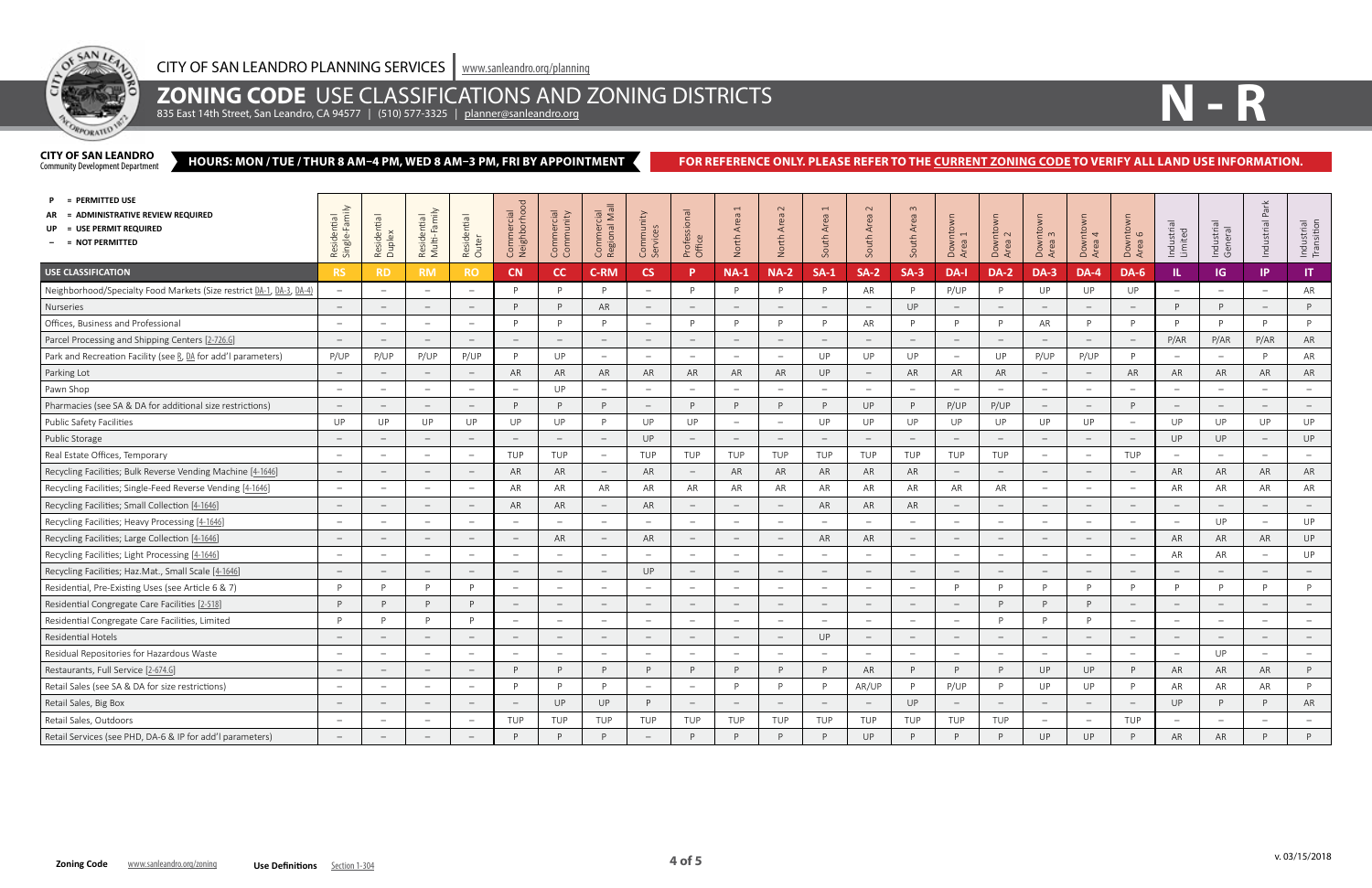CITY OF SAN LEANDRO PLANNING SERVICES | www.sanleandro.org/planning

# ZONING CODE USE CLASSIFICATIONS AND ZONING DISTRICTS

835 East 14th Street, San Leandro, CA 94577 | (510) 577-3325 | planner@sanleandro.org

# N - R

**CITY OF SAN LEANDRO**
Community Development Department

**HOURS: MON / TUE / THUR 8 AM–4 PM, WED 8 AM–3 PM, FRI BY APPOINTMENT**

**FOR REFERENCE ONLY. PLEASE REFER TO THE CURRENT ZONING CODE TO VERIFY ALL LAND USE INFORMATION.**

- **P** = PERMITTED USE
- **AR** = ADMINISTRATIVE REVIEW REQUIRED
- **UP** = USE PERMIT REQUIRED
- **–** = NOT PERMITTED

| USE CLASSIFICATION | Residential Single-Family RS | Residential Duplex RD | Residential Multi-Family RM | Residential Outer RO | Commercial Neighborhood CN | Commercial Community CC | Commercial Regional Mall C-RM | Community Services CS | Professional Office P | North Area 1 NA-1 | North Area 2 NA-2 | South Area 1 SA-1 | South Area 2 SA-2 | South Area 3 SA-3 | Downtown Area 1 DA-I | Downtown Area 2 DA-2 | Downtown Area 3 DA-3 | Downtown Area 4 DA-4 | Downtown Area 6 DA-6 | Industrial Limited IL | Industrial General IG | Industrial Park IP | Industrial Transition IT |
|---|---|---|---|---|---|---|---|---|---|---|---|---|---|---|---|---|---|---|---|---|---|---|---|
| Neighborhood/Specialty Food Markets (Size restrict DA-1, DA-3, DA-4) | – | – | – | – | P | P | P | – | P | P | P | P | AR | P | P/UP | P | UP | UP | UP | – | – | – | AR |
| Nurseries | – | – | – | – | P | P | AR | – | – | – | – | – | – | UP | – | – | – | – | – | P | P | – | P |
| Offices, Business and Professional | – | – | – | – | P | P | P | – | P | P | P | P | AR | P | P | P | AR | P | P | P | P | P | P |
| Parcel Processing and Shipping Centers [2-726.G] | – | – | – | – | – | – | – | – | – | – | – | – | – | – | – | – | – | – | – | P/AR | P/AR | P/AR | AR |
| Park and Recreation Facility (see R, DA for add'l parameters) | P/UP | P/UP | P/UP | P/UP | P | UP | – | – | – | – | – | UP | UP | UP | – | UP | P/UP | P/UP | P | – | – | P | AR |
| Parking Lot | – | – | – | – | AR | AR | AR | AR | AR | AR | AR | UP | – | AR | AR | AR | – | – | AR | AR | AR | AR | AR |
| Pawn Shop | – | – | – | – | – | UP | – | – | – | – | – | – | – | – | – | – | – | – | – | – | – | – | – |
| Pharmacies (see SA & DA for additional size restrictions) | – | – | – | – | P | P | P | – | P | P | P | P | UP | P | P/UP | P/UP | – | – | P | – | – | – | – |
| Public Safety Facilities | UP | UP | UP | UP | UP | UP | P | UP | UP | – | – | UP | UP | UP | UP | UP | UP | UP | – | UP | UP | UP | UP |
| Public Storage | – | – | – | – | – | – | – | UP | – | – | – | – | – | – | – | – | – | – | – | UP | UP | – | UP |
| Real Estate Offices, Temporary | – | – | – | – | TUP | TUP | – | TUP | TUP | TUP | TUP | TUP | TUP | TUP | TUP | TUP | – | – | TUP | – | – | – | – |
| Recycling Facilities; Bulk Reverse Vending Machine [4-1646] | – | – | – | – | AR | AR | – | AR | – | AR | AR | AR | AR | AR | – | – | – | – | – | AR | AR | AR | AR |
| Recycling Facilities; Single-Feed Reverse Vending [4-1646] | – | – | – | – | AR | AR | AR | AR | AR | AR | AR | AR | AR | AR | AR | AR | – | – | – | AR | AR | AR | AR |
| Recycling Facilities; Small Collection [4-1646] | – | – | – | – | AR | AR | – | AR | – | – | – | AR | AR | AR | – | – | – | – | – | – | – | – | – |
| Recycling Facilities; Heavy Processing [4-1646] | – | – | – | – | – | – | – | – | – | – | – | – | – | – | – | – | – | – | – | – | UP | – | UP |
| Recycling Facilities; Large Collection [4-1646] | – | – | – | – | – | AR | – | AR | – | – | – | AR | AR | – | – | – | – | – | – | AR | AR | AR | UP |
| Recycling Facilities; Light Processing [4-1646] | – | – | – | – | – | – | – | – | – | – | – | – | – | – | – | – | – | – | – | AR | AR | – | UP |
| Recycling Facilities; Haz.Mat., Small Scale [4-1646] | – | – | – | – | – | – | – | UP | – | – | – | – | – | – | – | – | – | – | – | – | – | – | – |
| Residential, Pre-Existing Uses (see Article 6 & 7) | P | P | P | P | – | – | – | – | – | – | – | – | – | – | P | P | P | P | P | P | P | P | P |
| Residential Congregate Care Facilities [2-518] | P | P | P | P | – | – | – | – | – | – | – | – | – | – | – | P | P | P | – | – | – | – | – |
| Residential Congregate Care Facilities, Limited | P | P | P | P | – | – | – | – | – | – | – | – | – | – | – | P | P | P | – | – | – | – | – |
| Residential Hotels | – | – | – | – | – | – | – | – | – | – | – | UP | – | – | – | – | – | – | – | – | – | – | – |
| Residual Repositories for Hazardous Waste | – | – | – | – | – | – | – | – | – | – | – | – | – | – | – | – | – | – | – | – | UP | – | – |
| Restaurants, Full Service [2-674.G] | – | – | – | – | P | P | P | P | P | P | P | P | AR | P | P | P | UP | UP | P | AR | AR | AR | P |
| Retail Sales (see SA & DA for size restrictions) | – | – | – | – | P | P | P | – | – | P | P | P | AR/UP | P | P/UP | P | UP | UP | P | AR | AR | AR | P |
| Retail Sales, Big Box | – | – | – | – | – | UP | UP | P | – | – | – | – | – | UP | – | – | – | – | – | UP | P | P | AR |
| Retail Sales, Outdoors | – | – | – | – | TUP | TUP | TUP | TUP | TUP | TUP | TUP | TUP | TUP | TUP | TUP | TUP | – | – | TUP | – | – | – | – |
| Retail Services (see PHD, DA-6 & IP for add'l parameters) | – | – | – | – | P | P | P | – | P | P | P | P | UP | P | P | P | UP | UP | P | AR | AR | P | P |

Zoning Code www.sanleandro.org/zoning Use Definitions Section 1-304

v. 03/15/2018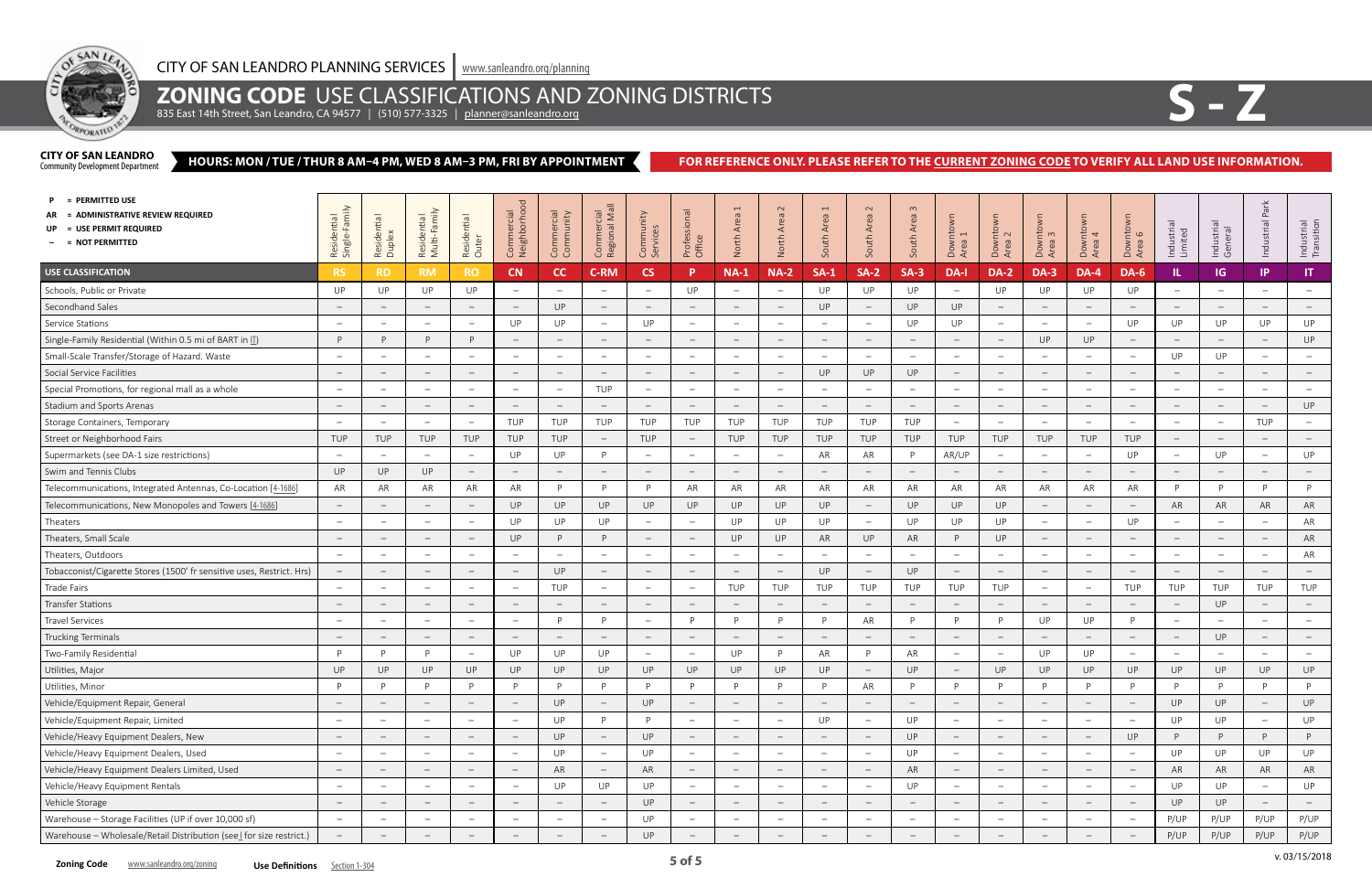CITY OF SAN LEANDRO PLANNING SERVICES | www.sanleandro.org/planning

# ZONING CODE USE CLASSIFICATIONS AND ZONING DISTRICTS

835 East 14th Street, San Leandro, CA 94577 | (510) 577-3325 | planner@sanleandro.org

## S - Z

**CITY OF SAN LEANDRO**
Community Development Department

**HOURS: MON / TUE / THUR 8 AM–4 PM, WED 8 AM–3 PM, FRI BY APPOINTMENT**

**FOR REFERENCE ONLY. PLEASE REFER TO THE CURRENT ZONING CODE TO VERIFY ALL LAND USE INFORMATION.**

- **P** = PERMITTED USE
- **AR** = ADMINISTRATIVE REVIEW REQUIRED
- **UP** = USE PERMIT REQUIRED
- **–** = NOT PERMITTED

| USE CLASSIFICATION | Residential Single-Family RS | Residential Duplex RD | Residential Multi-Family RM | Residential Outer RO | Commercial Neighborhood CN | Commercial Community CC | Commercial Regional Mall C-RM | Community Services CS | Professional Office P | North Area 1 NA-1 | North Area 2 NA-2 | South Area 1 SA-1 | South Area 2 SA-2 | South Area 3 SA-3 | Downtown Area 1 DA-1 | Downtown Area 2 DA-2 | Downtown Area 3 DA-3 | Downtown Area 4 DA-4 | Downtown Area 6 DA-6 | Industrial Limited IL | Industrial General IG | Industrial Park IP | Industrial Transition IT |
|---|---|---|---|---|---|---|---|---|---|---|---|---|---|---|---|---|---|---|---|---|---|---|---|
| Schools, Public or Private | UP | UP | UP | UP | – | – | – | – | UP | – | – | UP | UP | UP | – | UP | UP | UP | UP | – | – | – | – |
| Secondhand Sales | – | – | – | – | – | UP | – | – | – | – | – | UP | – | UP | UP | – | – | – | – | – | – | – | – |
| Service Stations | – | – | – | – | UP | UP | – | UP | – | – | – | – | – | UP | UP | – | – | – | UP | UP | UP | UP | UP |
| Single-Family Residential (Within 0.5 mi of BART in IT) | P | P | P | P | – | – | – | – | – | – | – | – | – | – | – | – | UP | UP | – | – | – | – | UP |
| Small-Scale Transfer/Storage of Hazard. Waste | – | – | – | – | – | – | – | – | – | – | – | – | – | – | – | – | – | – | – | UP | UP | – | – |
| Social Service Facilities | – | – | – | – | – | – | – | – | – | – | – | UP | UP | UP | – | – | – | – | – | – | – | – | – |
| Special Promotions, for regional mall as a whole | – | – | – | – | – | – | TUP | – | – | – | – | – | – | – | – | – | – | – | – | – | – | – | – |
| Stadium and Sports Arenas | – | – | – | – | – | – | – | – | – | – | – | – | – | – | – | – | – | – | – | – | – | – | UP |
| Storage Containers, Temporary | – | – | – | – | TUP | TUP | TUP | TUP | TUP | TUP | TUP | TUP | TUP | TUP | – | – | – | – | – | – | – | TUP | – |
| Street or Neighborhood Fairs | TUP | TUP | TUP | TUP | TUP | TUP | – | TUP | – | TUP | TUP | TUP | TUP | TUP | TUP | TUP | TUP | TUP | TUP | – | – | – | – |
| Supermarkets (see DA-1 size restrictions) | – | – | – | – | UP | UP | P | – | – | – | – | AR | AR | P | AR/UP | – | – | – | UP | – | UP | – | UP |
| Swim and Tennis Clubs | UP | UP | UP | – | – | – | – | – | – | – | – | – | – | – | – | – | – | – | – | – | – | – | – |
| Telecommunications, Integrated Antennas, Co-Location [4-1686] | AR | AR | AR | AR | AR | P | P | P | AR | AR | AR | AR | AR | AR | AR | AR | AR | AR | AR | P | P | P | P |
| Telecommunications, New Monopoles and Towers [4-1686] | – | – | – | – | UP | UP | UP | UP | UP | UP | UP | UP | – | UP | UP | UP | – | – | – | AR | AR | AR | AR |
| Theaters | – | – | – | – | UP | UP | UP | – | – | UP | UP | UP | – | UP | UP | UP | – | – | UP | – | – | – | AR |
| Theaters, Small Scale | – | – | – | – | UP | P | P | – | – | UP | UP | AR | UP | AR | P | UP | – | – | – | – | – | – | AR |
| Theaters, Outdoors | – | – | – | – | – | – | – | – | – | – | – | – | – | – | – | – | – | – | – | – | – | – | AR |
| Tobacconist/Cigarette Stores (1500' fr sensitive uses, Restrict. Hrs) | – | – | – | – | – | UP | – | – | – | – | – | UP | – | UP | – | – | – | – | – | – | – | – | – |
| Trade Fairs | – | – | – | – | – | TUP | – | – | – | TUP | TUP | TUP | TUP | TUP | TUP | TUP | – | – | TUP | TUP | TUP | TUP | TUP |
| Transfer Stations | – | – | – | – | – | – | – | – | – | – | – | – | – | – | – | – | – | – | – | – | UP | – | – |
| Travel Services | – | – | – | – | – | P | P | – | P | P | P | P | AR | P | P | P | UP | UP | P | – | – | – | – |
| Trucking Terminals | – | – | – | – | – | – | – | – | – | – | – | – | – | – | – | – | – | – | – | – | UP | – | – |
| Two-Family Residential | P | P | P | – | UP | UP | UP | – | – | UP | P | AR | P | AR | – | – | UP | UP | – | – | – | – | – |
| Utilities, Major | UP | UP | UP | UP | UP | UP | UP | UP | UP | UP | UP | UP | – | UP | – | UP | UP | UP | UP | UP | UP | UP | UP |
| Utilities, Minor | P | P | P | P | P | P | P | P | P | P | P | P | AR | P | P | P | P | P | P | P | P | P | P |
| Vehicle/Equipment Repair, General | – | – | – | – | – | UP | – | UP | – | – | – | – | – | – | – | – | – | – | – | UP | UP | – | UP |
| Vehicle/Equipment Repair, Limited | – | – | – | – | – | UP | P | P | – | – | – | UP | – | UP | – | – | – | – | – | UP | UP | – | UP |
| Vehicle/Heavy Equipment Dealers, New | – | – | – | – | – | UP | – | UP | – | – | – | – | – | UP | – | – | – | – | UP | P | P | P | P |
| Vehicle/Heavy Equipment Dealers, Used | – | – | – | – | – | UP | – | UP | – | – | – | – | – | UP | – | – | – | – | – | UP | UP | UP | UP |
| Vehicle/Heavy Equipment Dealers Limited, Used | – | – | – | – | – | AR | – | AR | – | – | – | – | – | AR | – | – | – | – | – | AR | AR | AR | AR |
| Vehicle/Heavy Equipment Rentals | – | – | – | – | – | UP | UP | UP | – | – | – | – | – | UP | – | – | – | – | – | UP | UP | – | UP |
| Vehicle Storage | – | – | – | – | – | – | – | UP | – | – | – | – | – | – | – | – | – | – | – | UP | UP | – | – |
| Warehouse – Storage Facilities (UP if over 10,000 sf) | – | – | – | – | – | – | – | UP | – | – | – | – | – | – | – | – | – | – | – | P/UP | P/UP | P/UP | P/UP |
| Warehouse – Wholesale/Retail Distribution (see I for size restrict.) | – | – | – | – | – | – | – | UP | – | – | – | – | – | – | – | – | – | – | – | P/UP | P/UP | P/UP | P/UP |

**Zoning Code** www.sanleandro.org/zoning **Use Definitions** Section 1-304

v. 03/15/2018